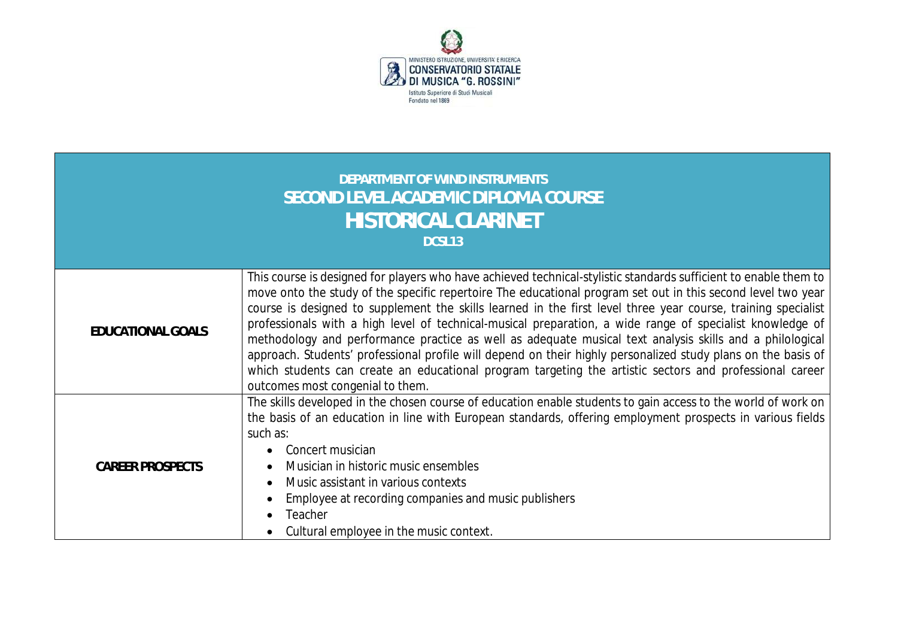MINISTERO ISTRUZIONE, UNIVERSITA' E RICERCA
CONSERVATORIO STATALE
DI MUSICA "G. ROSSINI"
Istituto Superiore di Studi Musicali
Fondato nel 1869

| DEPARTMENT OF WIND INSTRUMENTS<br>**SECOND LEVEL ACADEMIC DIPLOMA COURSE**<br>**HISTORICAL CLARINET**<br>DCSL13 | |
|---|---|
| **EDUCATIONAL GOALS** | This course is designed for players who have achieved technical-stylistic standards sufficient to enable them to move onto the study of the specific repertoire The educational program set out in this second level two year course is designed to supplement the skills learned in the first level three year course, training specialist professionals with a high level of technical-musical preparation, a wide range of specialist knowledge of methodology and performance practice as well as adequate musical text analysis skills and a philological approach. Students' professional profile will depend on their highly personalized study plans on the basis of which students can create an educational program targeting the artistic sectors and professional career outcomes most congenial to them. |
| **CAREER PROSPECTS** | The skills developed in the chosen course of education enable students to gain access to the world of work on the basis of an education in line with European standards, offering employment prospects in various fields such as:<br>• Concert musician<br>• Musician in historic music ensembles<br>• Music assistant in various contexts<br>• Employee at recording companies and music publishers<br>• Teacher<br>• Cultural employee in the music context. |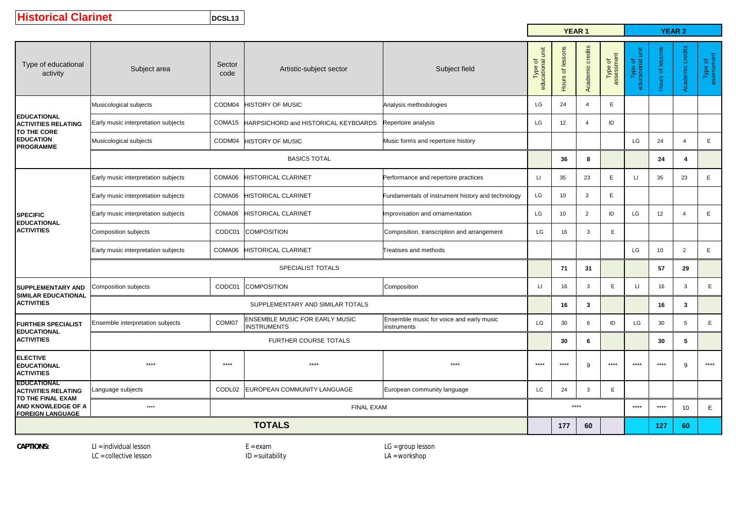# Historical Clarinet

**DCSL13**

| Type of educational activity | Subject area | Sector code | Artistic-subject sector | Subject field | YEAR 1 Type of educational unit | YEAR 1 Hours of lessons | YEAR 1 Academic credits | YEAR 1 Type of assessment | YEAR 2 Type of educational unit | YEAR 2 Hours of lessons | YEAR 2 Academic credits | YEAR 2 Type of assessment |
|---|---|---|---|---|---|---|---|---|---|---|---|---|
| **EDUCATIONAL ACTIVITIES RELATING TO THE CORE EDUCATION PROGRAMME** | Musicological subjects | CODM04 | HISTORY OF MUSIC | Analysis methodologies | LG | 24 | 4 | E | | | | |
| | Early music interpretation subjects | COMA15 | HARPSICHORD and HISTORICAL KEYBOARDS | Repertoire analysis | LG | 12 | 4 | ID | | | | |
| | Musicological subjects | CODM04 | HISTORY OF MUSIC | Music forms and repertoire history | | | | | LG | 24 | 4 | E |
| | BASICS TOTAL | | | | | **36** | **8** | | | **24** | **4** | |
| **SPECIFIC EDUCATIONAL ACTIVITIES** | Early music interpretation subjects | COMA06 | HISTORICAL CLARINET | Performance and repertoire practices | LI | 35 | 23 | E | LI | 35 | 23 | E |
| | Early music interpretation subjects | COMA06 | HISTORICAL CLARINET | Fundamentals of instrument history and technology | LG | 10 | 3 | E | | | | |
| | Early music interpretation subjects | COMA06 | HISTORICAL CLARINET | Improvisation and ornamentation | LG | 10 | 2 | ID | LG | 12 | 4 | E |
| | Composition subjects | CODC01 | COMPOSITION | Composition, transcription and arrangement | LG | 16 | 3 | E | | | | |
| | Early music interpretation subjects | COMA06 | HISTORICAL CLARINET | Treatises and methods | | | | | LG | 10 | 2 | E |
| | SPECIALIST TOTALS | | | | | **71** | **31** | | | **57** | **29** | |
| **SUPPLEMENTARY AND SIMILAR EDUCATIONAL ACTIVITIES** | Composition subjects | CODC01 | COMPOSITION | Composition | LI | 16 | 3 | E | LI | 16 | 3 | E |
| | SUPPLEMENTARY AND SIMILAR TOTALS | | | | | **16** | **3** | | | **16** | **3** | |
| **FURTHER SPECIALIST EDUCATIONAL ACTIVITIES** | Ensemble interpretation subjects | COMI07 | ENSEMBLE MUSIC FOR EARLY MUSIC INSTRUMENTS | Ensemble music for voice and early music instruments | LG | 30 | 6 | ID | LG | 30 | 5 | E |
| | FURTHER COURSE TOTALS | | | | | **30** | **6** | | | **30** | **5** | |
| **ELECTIVE EDUCATIONAL ACTIVITIES** | **** | **** | **** | **** | **** | **** | 9 | **** | **** | **** | 9 | **** |
| **EDUCATIONAL ACTIVITIES RELATING TO THE FINAL EXAM AND KNOWLEDGE OF A FOREIGN LANGUAGE** | Language subjects | CODL02 | EUROPEAN COMMUNITY LANGUAGE | European community language | LC | 24 | 3 | E | | | | |
| | **** | FINAL EXAM | | | **** | | | | **** | **** | 10 | E |
| **TOTALS** | | | | | | **177** | **60** | | | **127** | **60** | |

**CAPTIONS:**

LI = individual lesson
LC = collective lesson
E = exam
ID = suitability
LG = group lesson
LA = workshop